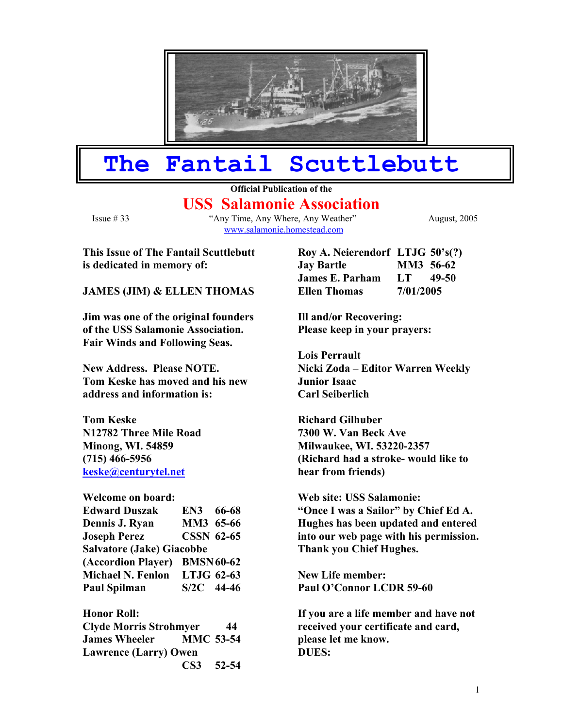# The Fantail Scuttlebutt

**Official Publication of the**

## USS Salamonie Association

Issue # 33 — "Any Time, Any Where, Any Weather" — August, 2005

www.salamonie.homestead.com

**This Issue of The Fantail Scuttlebutt is dedicated in memory of:**

**JAMES (JIM) & ELLEN THOMAS**

**Jim was one of the original founders of the USS Salamonie Association. Fair Winds and Following Seas.**

**New Address. Please NOTE. Tom Keske has moved and his new address and information is:**

**Tom Keske**
**N12782 Three Mile Road**
**Minong, WI. 54859**
**(715) 466-5956**
**keske@centurytel.net**

**Welcome on board:**

| | | |
|---|---|---|
| **Edward Duszak** | **EN3** | **66-68** |
| **Dennis J. Ryan** | **MM3** | **65-66** |
| **Joseph Perez** | **CSSN** | **62-65** |
| **Salvatore (Jake) Giacobbe (Accordion Player)** | **BMSN** | **60-62** |
| **Michael N. Fenlon** | **LTJG** | **62-63** |
| **Paul Spilman** | **S/2C** | **44-46** |

**Honor Roll:**

| | | |
|---|---|---|
| **Clyde Morris Strohmyer** | | **44** |
| **James Wheeler** | **MMC** | **53-54** |
| **Lawrence (Larry) Owen** | **CS3** | **52-54** |
| **Roy A. Neierendorf** | **LTJG** | **50's(?)** |
| **Jay Bartle** | **MM3** | **56-62** |
| **James E. Parham** | **LT** | **49-50** |
| **Ellen Thomas** | | **7/01/2005** |

**Ill and/or Recovering:**
**Please keep in your prayers:**

**Lois Perrault**
**Nicki Zoda – Editor Warren Weekly**
**Junior Isaac**
**Carl Seiberlich**

**Richard Gilhuber**
**7300 W. Van Beck Ave**
**Milwaukee, WI. 53220-2357**
**(Richard had a stroke- would like to hear from friends)**

**Web site: USS Salamonie: "Once I was a Sailor" by Chief Ed A. Hughes has been updated and entered into our web page with his permission. Thank you Chief Hughes.**

**New Life member:**
**Paul O'Connor LCDR 59-60**

**If you are a life member and have not received your certificate and card, please let me know.**

**DUES:**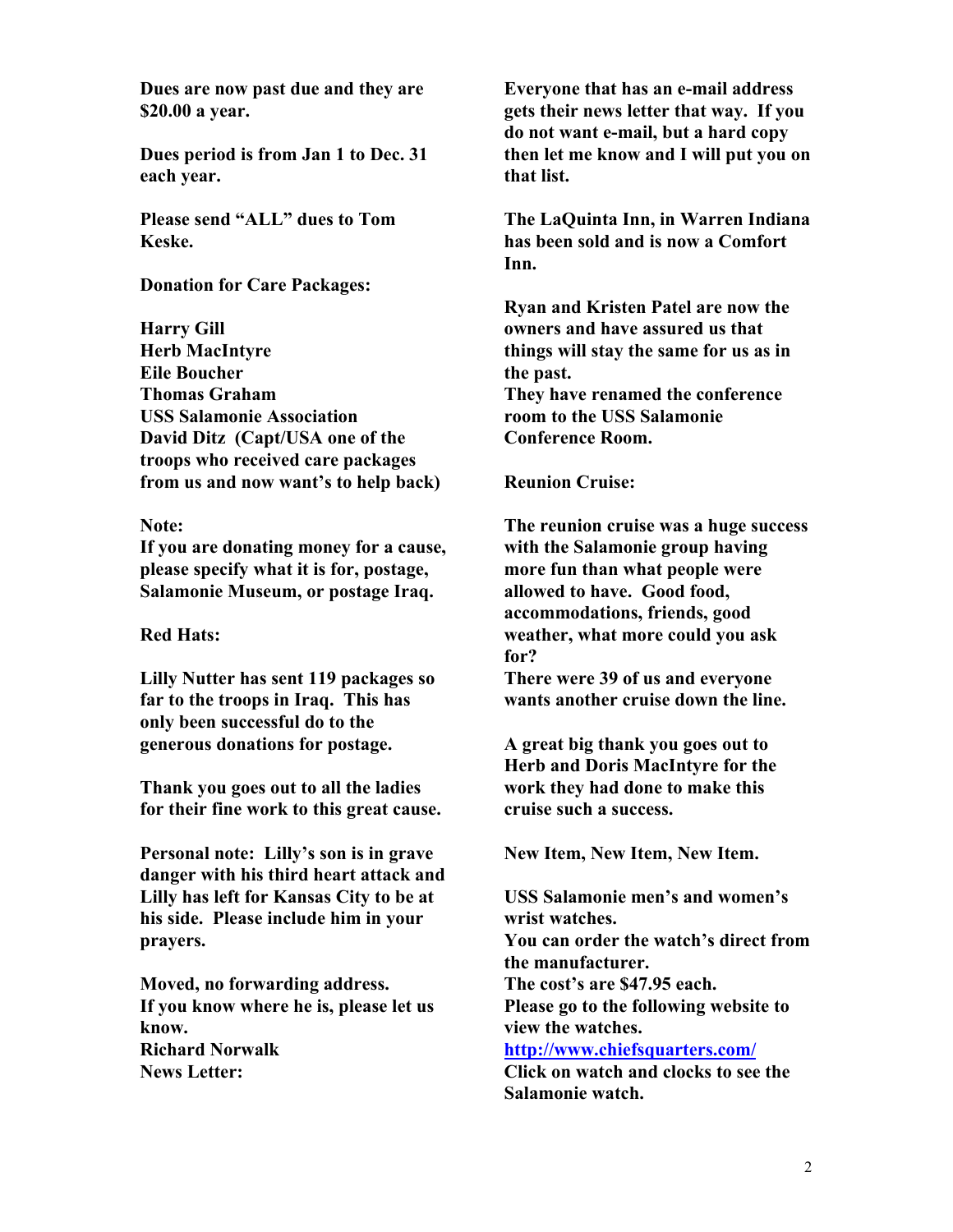**Dues are now past due and they are $20.00 a year.**

**Dues period is from Jan 1 to Dec. 31 each year.**

**Please send "ALL" dues to Tom Keske.**

**Donation for Care Packages:**

**Harry Gill**
**Herb MacIntyre**
**Eile Boucher**
**Thomas Graham**
**USS Salamonie Association**
**David Ditz (Capt/USA one of the troops who received care packages from us and now want's to help back)**

**Note:**
**If you are donating money for a cause, please specify what it is for, postage, Salamonie Museum, or postage Iraq.**

**Red Hats:**

**Lilly Nutter has sent 119 packages so far to the troops in Iraq. This has only been successful do to the generous donations for postage.**

**Thank you goes out to all the ladies for their fine work to this great cause.**

**Personal note: Lilly's son is in grave danger with his third heart attack and Lilly has left for Kansas City to be at his side. Please include him in your prayers.**

**Moved, no forwarding address.**
**If you know where he is, please let us know.**
**Richard Norwalk**

**News Letter:**

**Everyone that has an e-mail address gets their news letter that way. If you do not want e-mail, but a hard copy then let me know and I will put you on that list.**

**The LaQuinta Inn, in Warren Indiana has been sold and is now a Comfort Inn.**

**Ryan and Kristen Patel are now the owners and have assured us that things will stay the same for us as in the past.**
**They have renamed the conference room to the USS Salamonie Conference Room.**

**Reunion Cruise:**

**The reunion cruise was a huge success with the Salamonie group having more fun than what people were allowed to have. Good food, accommodations, friends, good weather, what more could you ask for?**
**There were 39 of us and everyone wants another cruise down the line.**

**A great big thank you goes out to Herb and Doris MacIntyre for the work they had done to make this cruise such a success.**

**New Item, New Item, New Item.**

**USS Salamonie men's and women's wrist watches.**
**You can order the watch's direct from the manufacturer.**
**The cost's are $47.95 each.**
**Please go to the following website to view the watches.**
**[http://www.chiefsquarters.com/](http://www.chiefsquarters.com/)**
**Click on watch and clocks to see the Salamonie watch.**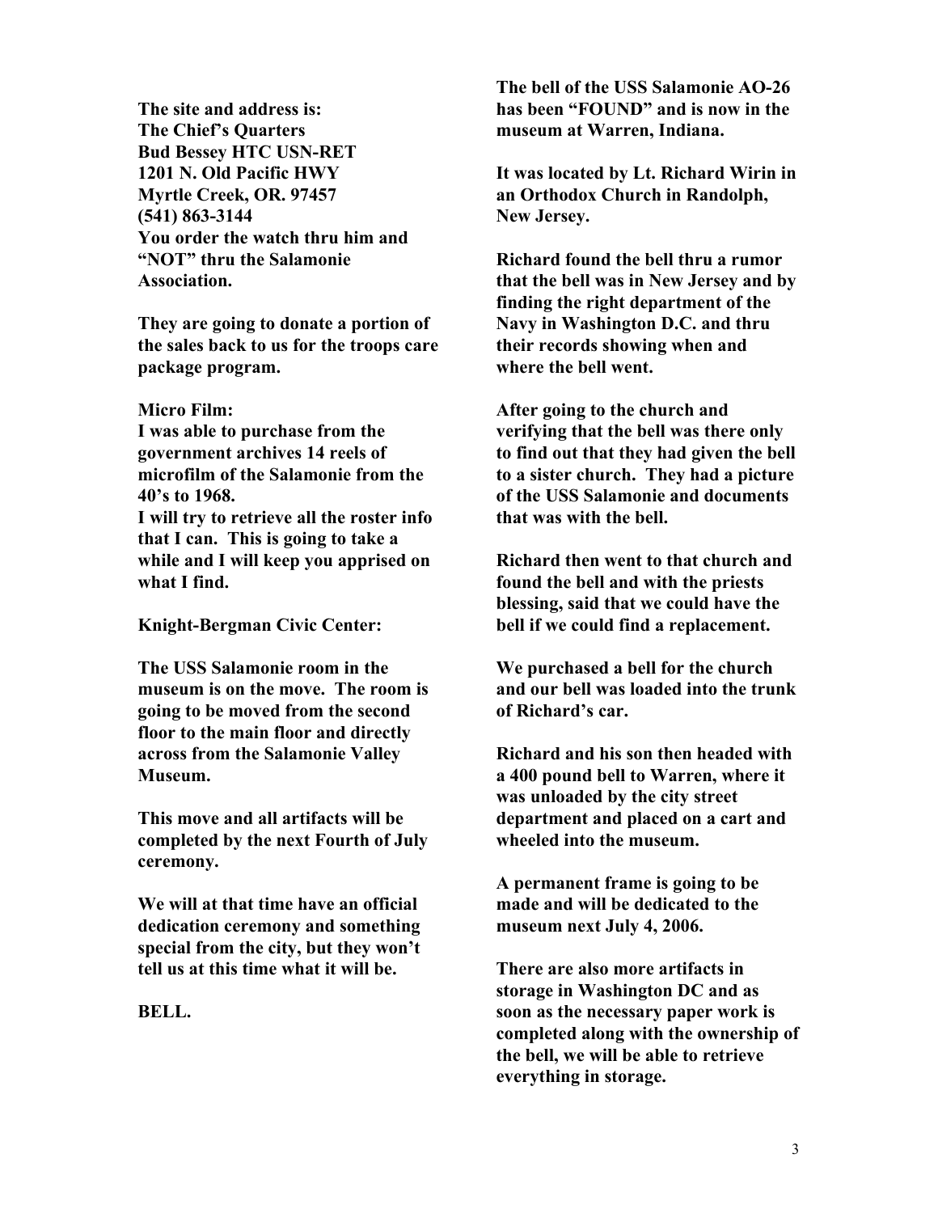**The site and address is:**
**The Chief's Quarters**
**Bud Bessey HTC USN-RET**
**1201 N. Old Pacific HWY**
**Myrtle Creek, OR. 97457**
**(541) 863-3144**
**You order the watch thru him and "NOT" thru the Salamonie Association.**

**They are going to donate a portion of the sales back to us for the troops care package program.**

**Micro Film:**
**I was able to purchase from the government archives 14 reels of microfilm of the Salamonie from the 40's to 1968.**
**I will try to retrieve all the roster info that I can. This is going to take a while and I will keep you apprised on what I find.**

**Knight-Bergman Civic Center:**

**The USS Salamonie room in the museum is on the move. The room is going to be moved from the second floor to the main floor and directly across from the Salamonie Valley Museum.**

**This move and all artifacts will be completed by the next Fourth of July ceremony.**

**We will at that time have an official dedication ceremony and something special from the city, but they won't tell us at this time what it will be.**

**BELL.**

**The bell of the USS Salamonie AO-26 has been "FOUND" and is now in the museum at Warren, Indiana.**

**It was located by Lt. Richard Wirin in an Orthodox Church in Randolph, New Jersey.**

**Richard found the bell thru a rumor that the bell was in New Jersey and by finding the right department of the Navy in Washington D.C. and thru their records showing when and where the bell went.**

**After going to the church and verifying that the bell was there only to find out that they had given the bell to a sister church. They had a picture of the USS Salamonie and documents that was with the bell.**

**Richard then went to that church and found the bell and with the priests blessing, said that we could have the bell if we could find a replacement.**

**We purchased a bell for the church and our bell was loaded into the trunk of Richard's car.**

**Richard and his son then headed with a 400 pound bell to Warren, where it was unloaded by the city street department and placed on a cart and wheeled into the museum.**

**A permanent frame is going to be made and will be dedicated to the museum next July 4, 2006.**

**There are also more artifacts in storage in Washington DC and as soon as the necessary paper work is completed along with the ownership of the bell, we will be able to retrieve everything in storage.**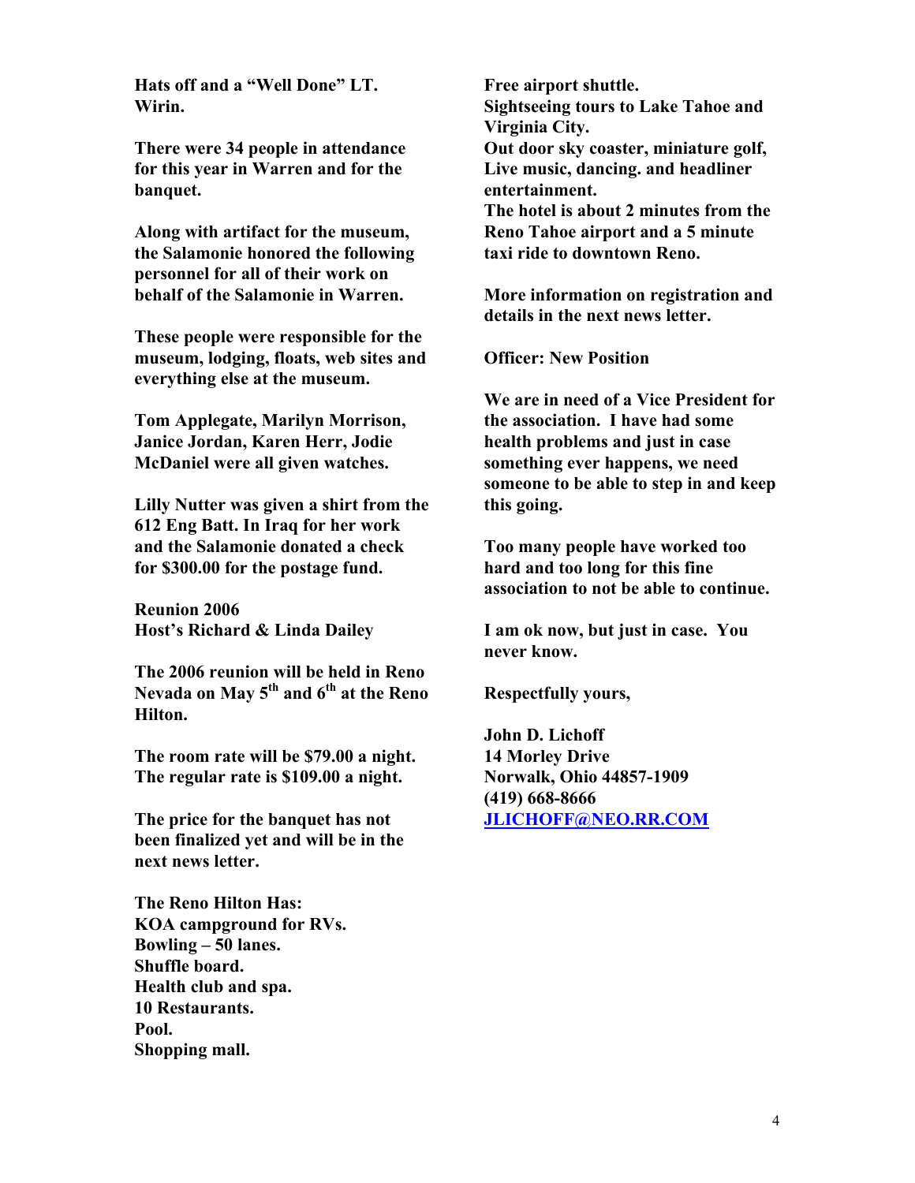**Hats off and a "Well Done" LT. Wirin.**

**There were 34 people in attendance for this year in Warren and for the banquet.**

**Along with artifact for the museum, the Salamonie honored the following personnel for all of their work on behalf of the Salamonie in Warren.**

**These people were responsible for the museum, lodging, floats, web sites and everything else at the museum.**

**Tom Applegate, Marilyn Morrison, Janice Jordan, Karen Herr, Jodie McDaniel were all given watches.**

**Lilly Nutter was given a shirt from the 612 Eng Batt. In Iraq for her work and the Salamonie donated a check for $300.00 for the postage fund.**

**Reunion 2006**
**Host's Richard & Linda Dailey**

**The 2006 reunion will be held in Reno Nevada on May 5th and 6th at the Reno Hilton.**

**The room rate will be $79.00 a night. The regular rate is $109.00 a night.**

**The price for the banquet has not been finalized yet and will be in the next news letter.**

**The Reno Hilton Has:**
**KOA campground for RVs.**
**Bowling – 50 lanes.**
**Shuffle board.**
**Health club and spa.**
**10 Restaurants.**
**Pool.**
**Shopping mall.**
**Free airport shuttle.**
**Sightseeing tours to Lake Tahoe and Virginia City.**
**Out door sky coaster, miniature golf, Live music, dancing. and headliner entertainment.**
**The hotel is about 2 minutes from the Reno Tahoe airport and a 5 minute taxi ride to downtown Reno.**

**More information on registration and details in the next news letter.**

**Officer: New Position**

**We are in need of a Vice President for the association. I have had some health problems and just in case something ever happens, we need someone to be able to step in and keep this going.**

**Too many people have worked too hard and too long for this fine association to not be able to continue.**

**I am ok now, but just in case. You never know.**

**Respectfully yours,**

**John D. Lichoff**
**14 Morley Drive**
**Norwalk, Ohio 44857-1909**
**(419) 668-8666**
**JLICHOFF@NEO.RR.COM**